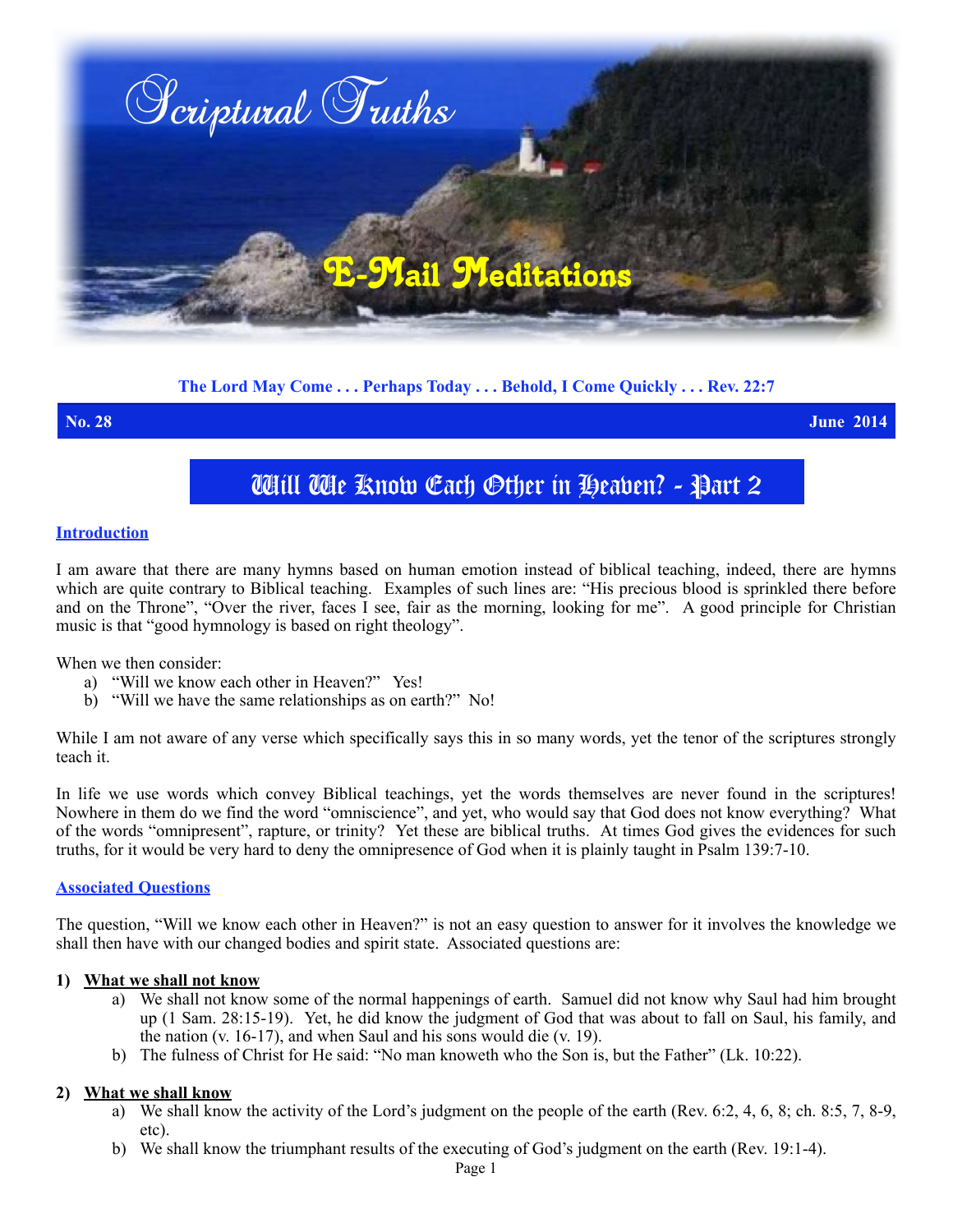# Scriptural Truths

## E-Mail Meditations

**The Lord May Come . . . Perhaps Today . . . Behold, I Come Quickly . . . Rev. 22:7**

**No. 28** **June 2014**

# Will We Know Each Other in Heaven? - Part 2

### Introduction

I am aware that there are many hymns based on human emotion instead of biblical teaching, indeed, there are hymns which are quite contrary to Biblical teaching. Examples of such lines are: "His precious blood is sprinkled there before and on the Throne", "Over the river, faces I see, fair as the morning, looking for me". A good principle for Christian music is that "good hymnology is based on right theology".

When we then consider:

a) "Will we know each other in Heaven?" Yes!
b) "Will we have the same relationships as on earth?" No!

While I am not aware of any verse which specifically says this in so many words, yet the tenor of the scriptures strongly teach it.

In life we use words which convey Biblical teachings, yet the words themselves are never found in the scriptures! Nowhere in them do we find the word "omniscience", and yet, who would say that God does not know everything? What of the words "omnipresent", rapture, or trinity? Yet these are biblical truths. At times God gives the evidences for such truths, for it would be very hard to deny the omnipresence of God when it is plainly taught in Psalm 139:7-10.

### Associated Questions

The question, "Will we know each other in Heaven?" is not an easy question to answer for it involves the knowledge we shall then have with our changed bodies and spirit state. Associated questions are:

**1) What we shall not know**

a) We shall not know some of the normal happenings of earth. Samuel did not know why Saul had him brought up (1 Sam. 28:15-19). Yet, he did know the judgment of God that was about to fall on Saul, his family, and the nation (v. 16-17), and when Saul and his sons would die (v. 19).
b) The fulness of Christ for He said: "No man knoweth who the Son is, but the Father" (Lk. 10:22).

**2) What we shall know**

a) We shall know the activity of the Lord's judgment on the people of the earth (Rev. 6:2, 4, 6, 8; ch. 8:5, 7, 8-9, etc).
b) We shall know the triumphant results of the executing of God's judgment on the earth (Rev. 19:1-4).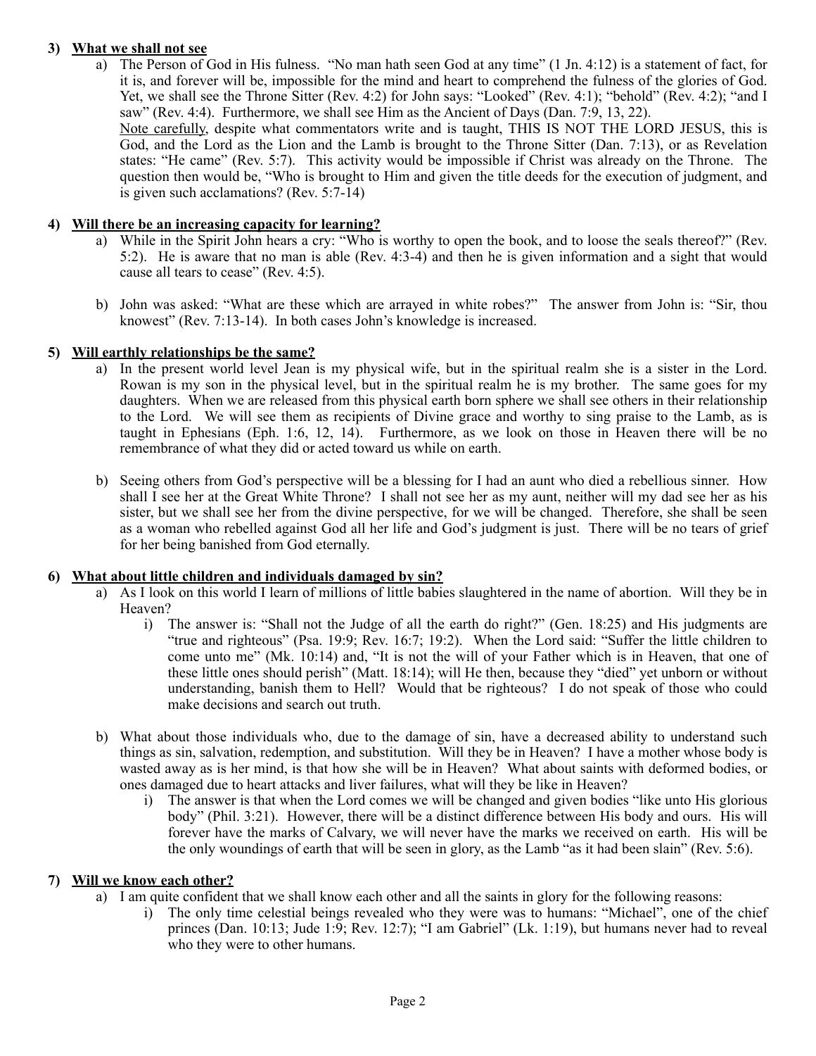3) **<u>What we shall not see</u>**

   a) The Person of God in His fulness. "No man hath seen God at any time" (1 Jn. 4:12) is a statement of fact, for it is, and forever will be, impossible for the mind and heart to comprehend the fulness of the glories of God. Yet, we shall see the Throne Sitter (Rev. 4:2) for John says: "Looked" (Rev. 4:1); "behold" (Rev. 4:2); "and I saw" (Rev. 4:4). Furthermore, we shall see Him as the Ancient of Days (Dan. 7:9, 13, 22).
   <u>Note carefully</u>, despite what commentators write and is taught, THIS IS NOT THE LORD JESUS, this is God, and the Lord as the Lion and the Lamb is brought to the Throne Sitter (Dan. 7:13), or as Revelation states: "He came" (Rev. 5:7). This activity would be impossible if Christ was already on the Throne. The question then would be, "Who is brought to Him and given the title deeds for the execution of judgment, and is given such acclamations? (Rev. 5:7-14)

4) **<u>Will there be an increasing capacity for learning?</u>**

   a) While in the Spirit John hears a cry: "Who is worthy to open the book, and to loose the seals thereof?" (Rev. 5:2). He is aware that no man is able (Rev. 4:3-4) and then he is given information and a sight that would cause all tears to cease" (Rev. 4:5).

   b) John was asked: "What are these which are arrayed in white robes?" The answer from John is: "Sir, thou knowest" (Rev. 7:13-14). In both cases John's knowledge is increased.

5) **<u>Will earthly relationships be the same?</u>**

   a) In the present world level Jean is my physical wife, but in the spiritual realm she is a sister in the Lord. Rowan is my son in the physical level, but in the spiritual realm he is my brother. The same goes for my daughters. When we are released from this physical earth born sphere we shall see others in their relationship to the Lord. We will see them as recipients of Divine grace and worthy to sing praise to the Lamb, as is taught in Ephesians (Eph. 1:6, 12, 14). Furthermore, as we look on those in Heaven there will be no remembrance of what they did or acted toward us while on earth.

   b) Seeing others from God's perspective will be a blessing for I had an aunt who died a rebellious sinner. How shall I see her at the Great White Throne? I shall not see her as my aunt, neither will my dad see her as his sister, but we shall see her from the divine perspective, for we will be changed. Therefore, she shall be seen as a woman who rebelled against God all her life and God's judgment is just. There will be no tears of grief for her being banished from God eternally.

6) **<u>What about little children and individuals damaged by sin?</u>**

   a) As I look on this world I learn of millions of little babies slaughtered in the name of abortion. Will they be in Heaven?

      i) The answer is: "Shall not the Judge of all the earth do right?" (Gen. 18:25) and His judgments are "true and righteous" (Psa. 19:9; Rev. 16:7; 19:2). When the Lord said: "Suffer the little children to come unto me" (Mk. 10:14) and, "It is not the will of your Father which is in Heaven, that one of these little ones should perish" (Matt. 18:14); will He then, because they "died" yet unborn or without understanding, banish them to Hell? Would that be righteous? I do not speak of those who could make decisions and search out truth.

   b) What about those individuals who, due to the damage of sin, have a decreased ability to understand such things as sin, salvation, redemption, and substitution. Will they be in Heaven? I have a mother whose body is wasted away as is her mind, is that how she will be in Heaven? What about saints with deformed bodies, or ones damaged due to heart attacks and liver failures, what will they be like in Heaven?

      i) The answer is that when the Lord comes we will be changed and given bodies "like unto His glorious body" (Phil. 3:21). However, there will be a distinct difference between His body and ours. His will forever have the marks of Calvary, we will never have the marks we received on earth. His will be the only woundings of earth that will be seen in glory, as the Lamb "as it had been slain" (Rev. 5:6).

7) **<u>Will we know each other?</u>**

   a) I am quite confident that we shall know each other and all the saints in glory for the following reasons:

      i) The only time celestial beings revealed who they were was to humans: "Michael", one of the chief princes (Dan. 10:13; Jude 1:9; Rev. 12:7); "I am Gabriel" (Lk. 1:19), but humans never had to reveal who they were to other humans.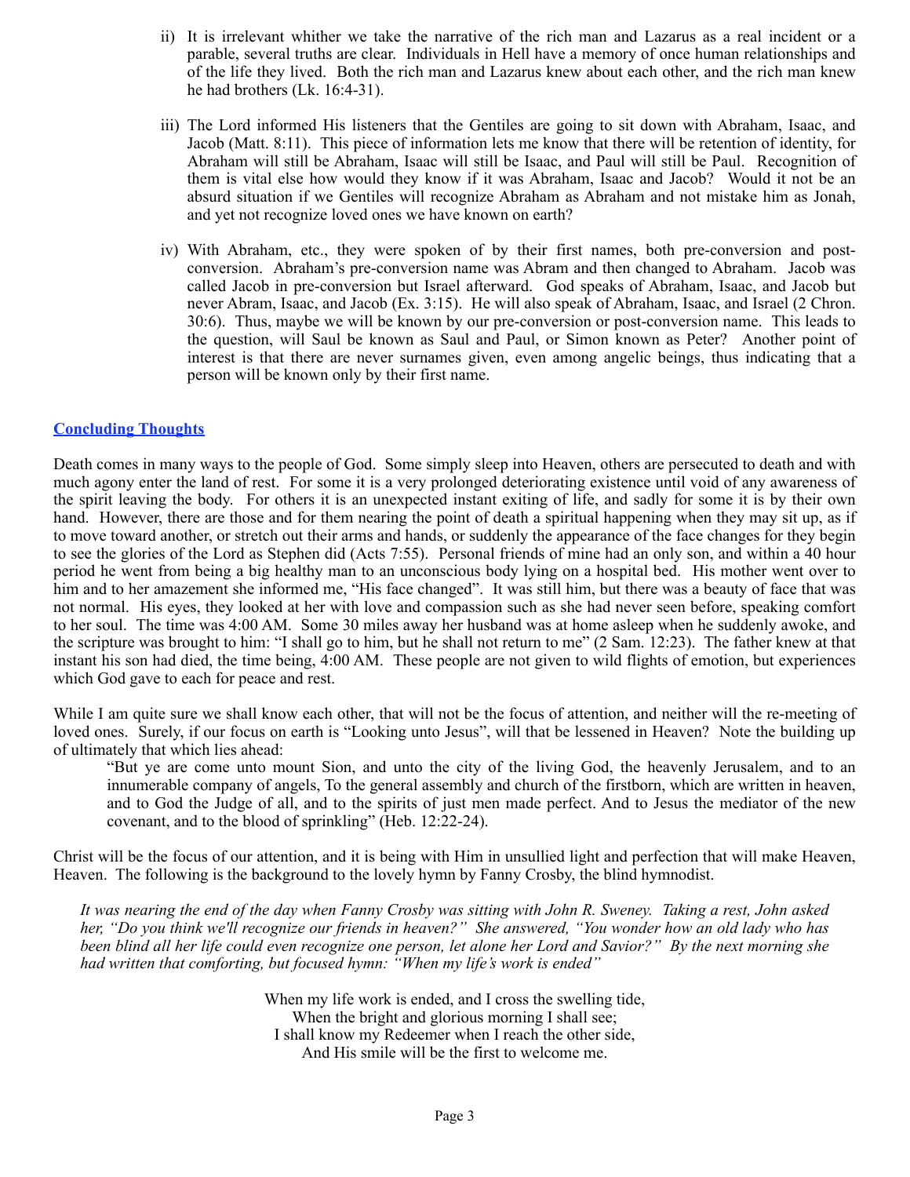ii) It is irrelevant whither we take the narrative of the rich man and Lazarus as a real incident or a parable, several truths are clear. Individuals in Hell have a memory of once human relationships and of the life they lived. Both the rich man and Lazarus knew about each other, and the rich man knew he had brothers (Lk. 16:4-31).

iii) The Lord informed His listeners that the Gentiles are going to sit down with Abraham, Isaac, and Jacob (Matt. 8:11). This piece of information lets me know that there will be retention of identity, for Abraham will still be Abraham, Isaac will still be Isaac, and Paul will still be Paul. Recognition of them is vital else how would they know if it was Abraham, Isaac and Jacob? Would it not be an absurd situation if we Gentiles will recognize Abraham as Abraham and not mistake him as Jonah, and yet not recognize loved ones we have known on earth?

iv) With Abraham, etc., they were spoken of by their first names, both pre-conversion and post-conversion. Abraham's pre-conversion name was Abram and then changed to Abraham. Jacob was called Jacob in pre-conversion but Israel afterward. God speaks of Abraham, Isaac, and Jacob but never Abram, Isaac, and Jacob (Ex. 3:15). He will also speak of Abraham, Isaac, and Israel (2 Chron. 30:6). Thus, maybe we will be known by our pre-conversion or post-conversion name. This leads to the question, will Saul be known as Saul and Paul, or Simon known as Peter? Another point of interest is that there are never surnames given, even among angelic beings, thus indicating that a person will be known only by their first name.

## Concluding Thoughts

Death comes in many ways to the people of God. Some simply sleep into Heaven, others are persecuted to death and with much agony enter the land of rest. For some it is a very prolonged deteriorating existence until void of any awareness of the spirit leaving the body. For others it is an unexpected instant exiting of life, and sadly for some it is by their own hand. However, there are those and for them nearing the point of death a spiritual happening when they may sit up, as if to move toward another, or stretch out their arms and hands, or suddenly the appearance of the face changes for they begin to see the glories of the Lord as Stephen did (Acts 7:55). Personal friends of mine had an only son, and within a 40 hour period he went from being a big healthy man to an unconscious body lying on a hospital bed. His mother went over to him and to her amazement she informed me, "His face changed". It was still him, but there was a beauty of face that was not normal. His eyes, they looked at her with love and compassion such as she had never seen before, speaking comfort to her soul. The time was 4:00 AM. Some 30 miles away her husband was at home asleep when he suddenly awoke, and the scripture was brought to him: "I shall go to him, but he shall not return to me" (2 Sam. 12:23). The father knew at that instant his son had died, the time being, 4:00 AM. These people are not given to wild flights of emotion, but experiences which God gave to each for peace and rest.

While I am quite sure we shall know each other, that will not be the focus of attention, and neither will the re-meeting of loved ones. Surely, if our focus on earth is "Looking unto Jesus", will that be lessened in Heaven? Note the building up of ultimately that which lies ahead:

> "But ye are come unto mount Sion, and unto the city of the living God, the heavenly Jerusalem, and to an innumerable company of angels, To the general assembly and church of the firstborn, which are written in heaven, and to God the Judge of all, and to the spirits of just men made perfect. And to Jesus the mediator of the new covenant, and to the blood of sprinkling" (Heb. 12:22-24).

Christ will be the focus of our attention, and it is being with Him in unsullied light and perfection that will make Heaven, Heaven. The following is the background to the lovely hymn by Fanny Crosby, the blind hymnodist.

*It was nearing the end of the day when Fanny Crosby was sitting with John R. Sweney. Taking a rest, John asked her, "Do you think we'll recognize our friends in heaven?" She answered, "You wonder how an old lady who has been blind all her life could even recognize one person, let alone her Lord and Savior?" By the next morning she had written that comforting, but focused hymn: "When my life's work is ended"*

When my life work is ended, and I cross the swelling tide,
When the bright and glorious morning I shall see;
I shall know my Redeemer when I reach the other side,
And His smile will be the first to welcome me.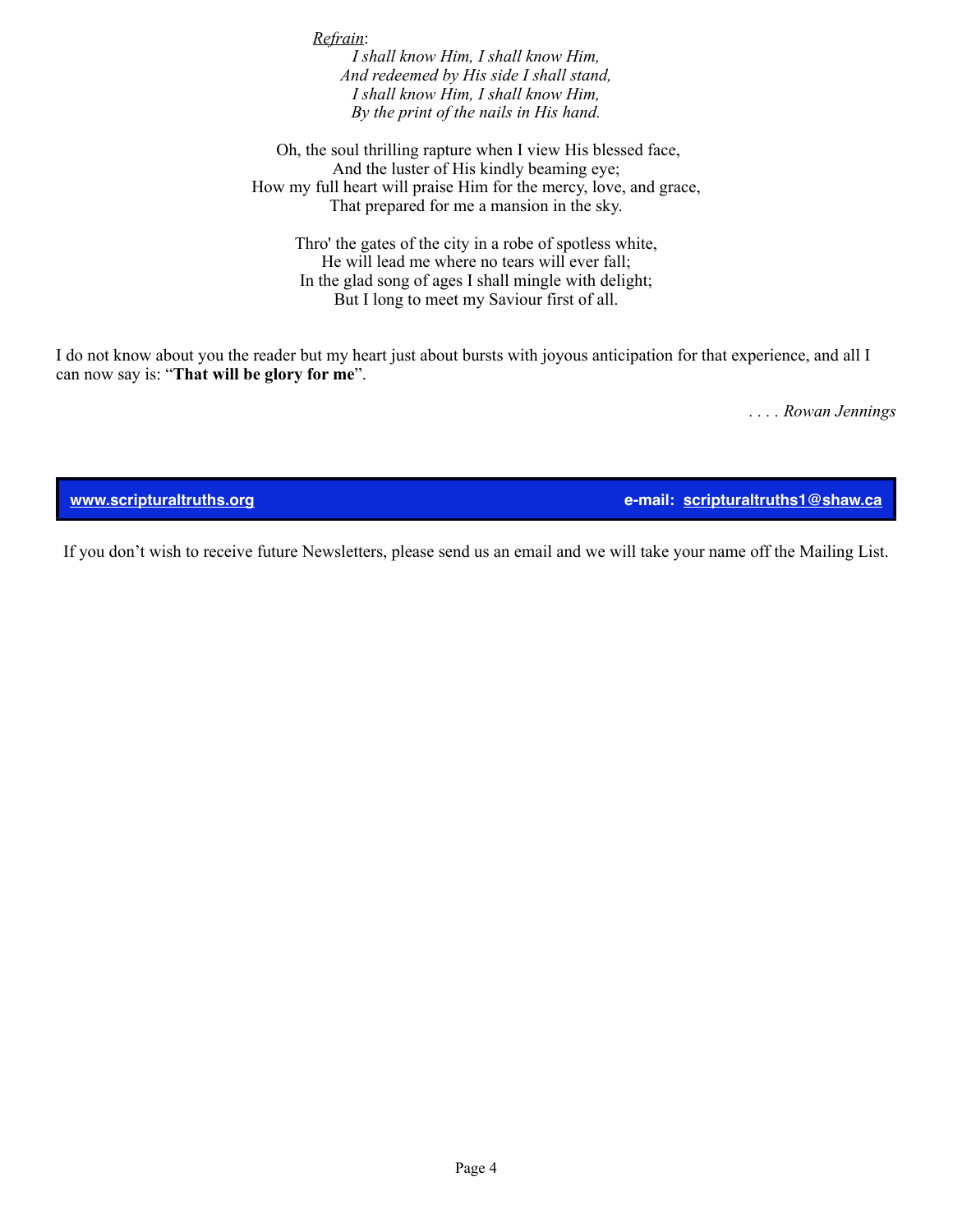*Refrain*:

*I shall know Him, I shall know Him,*
*And redeemed by His side I shall stand,*
*I shall know Him, I shall know Him,*
*By the print of the nails in His hand.*

Oh, the soul thrilling rapture when I view His blessed face,
And the luster of His kindly beaming eye;
How my full heart will praise Him for the mercy, love, and grace,
That prepared for me a mansion in the sky.

Thro' the gates of the city in a robe of spotless white,
He will lead me where no tears will ever fall;
In the glad song of ages I shall mingle with delight;
But I long to meet my Saviour first of all.

I do not know about you the reader but my heart just about bursts with joyous anticipation for that experience, and all I can now say is: "**That will be glory for me**".

. . . . *Rowan Jennings*

**www.scripturaltruths.org** **e-mail: scripturaltruths1@shaw.ca**

If you don't wish to receive future Newsletters, please send us an email and we will take your name off the Mailing List.